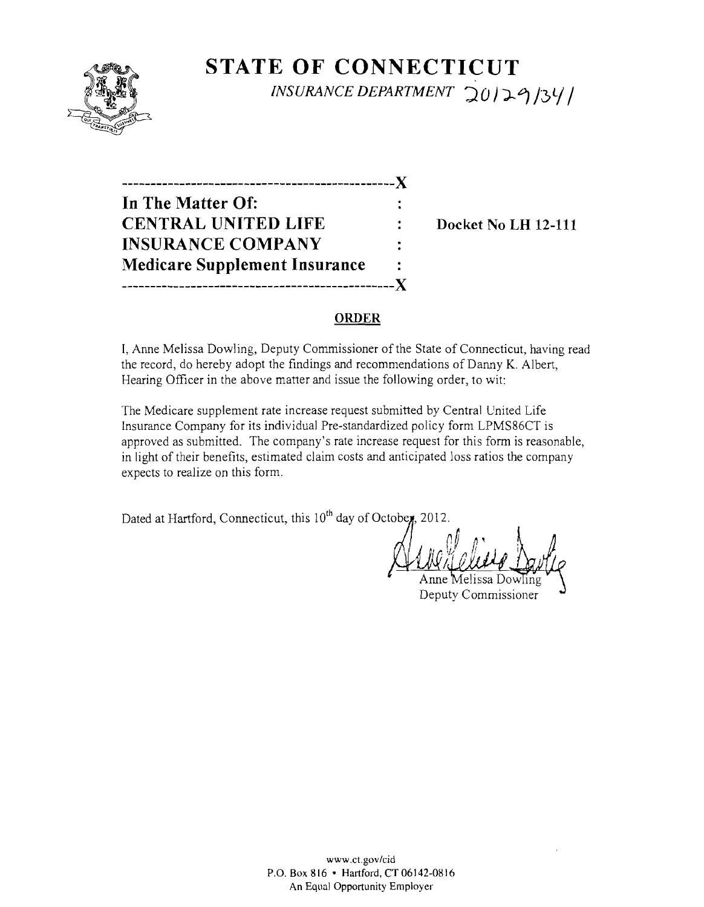# STATE OF CONNECTICUT

*INSURANCE DEPARTMENT* 20129/341

---------------------------------------------X

**In The Matter Of:** :

**CENTRAL UNITED LIFE** : **Docket No LH 12-111**

**INSURANCE COMPANY** :

**Medicare Supplement Insurance** :

---------------------------------------------X

## ORDER

I, Anne Melissa Dowling, Deputy Commissioner of the State of Connecticut, having read the record, do hereby adopt the findings and recommendations of Danny K. Albert, Hearing Officer in the above matter and issue the following order, to wit:

The Medicare supplement rate increase request submitted by Central United Life Insurance Company for its individual Pre-standardized policy form LPMS86CT is approved as submitted. The company's rate increase request for this form is reasonable, in light of their benefits, estimated claim costs and anticipated loss ratios the company expects to realize on this form.

Dated at Hartford, Connecticut, this 10th day of October, 2012.

Anne Melissa Dowling
Deputy Commissioner

www.ct.gov/cid
P.O. Box 816 • Hartford, CT 06142-0816
An Equal Opportunity Employer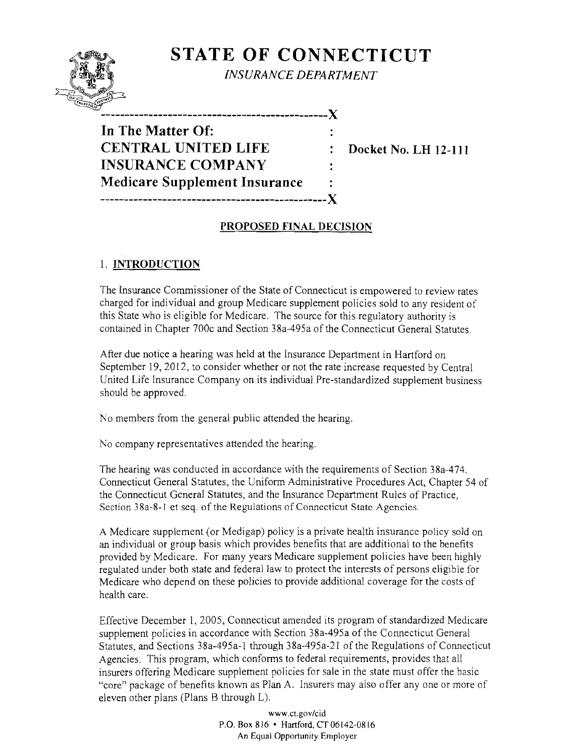# STATE OF CONNECTICUT

*INSURANCE DEPARTMENT*

| In The Matter Of: | |
|---|---|
| CENTRAL UNITED LIFE INSURANCE COMPANY Medicare Supplement Insurance | : Docket No. LH 12-111 |

## PROPOSED FINAL DECISION

### 1. INTRODUCTION

The Insurance Commissioner of the State of Connecticut is empowered to review rates charged for individual and group Medicare supplement policies sold to any resident of this State who is eligible for Medicare. The source for this regulatory authority is contained in Chapter 700c and Section 38a-495a of the Connecticut General Statutes.

After due notice a hearing was held at the Insurance Department in Hartford on September 19, 2012, to consider whether or not the rate increase requested by Central United Life Insurance Company on its individual Pre-standardized supplement business should be approved.

No members from the general public attended the hearing.

No company representatives attended the hearing.

The hearing was conducted in accordance with the requirements of Section 38a-474, Connecticut General Statutes, the Uniform Administrative Procedures Act, Chapter 54 of the Connecticut General Statutes, and the Insurance Department Rules of Practice, Section 38a-8-1 et seq. of the Regulations of Connecticut State Agencies.

A Medicare supplement (or Medigap) policy is a private health insurance policy sold on an individual or group basis which provides benefits that are additional to the benefits provided by Medicare. For many years Medicare supplement policies have been highly regulated under both state and federal law to protect the interests of persons eligible for Medicare who depend on these policies to provide additional coverage for the costs of health care.

Effective December 1, 2005, Connecticut amended its program of standardized Medicare supplement policies in accordance with Section 38a-495a of the Connecticut General Statutes, and Sections 38a-495a-1 through 38a-495a-21 of the Regulations of Connecticut Agencies. This program, which conforms to federal requirements, provides that all insurers offering Medicare supplement policies for sale in the state must offer the basic "core" package of benefits known as Plan A. Insurers may also offer any one or more of eleven other plans (Plans B through L).

www.ct.gov/cid
P.O. Box 816 • Hartford, CT 06142-0816
An Equal Opportunity Employer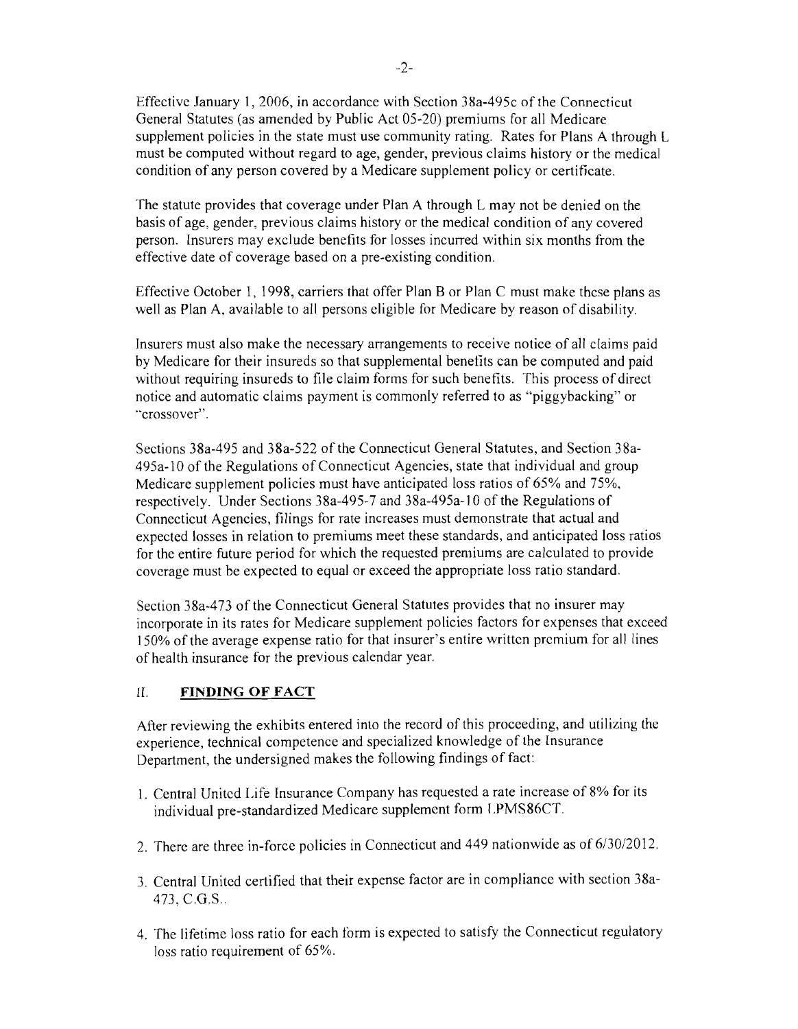Effective January 1, 2006, in accordance with Section 38a-495c of the Connecticut General Statutes (as amended by Public Act 05-20) premiums for all Medicare supplement policies in the state must use community rating. Rates for Plans A through L must be computed without regard to age, gender, previous claims history or the medical condition of any person covered by a Medicare supplement policy or certificate.

The statute provides that coverage under Plan A through L may not be denied on the basis of age, gender, previous claims history or the medical condition of any covered person. Insurers may exclude benefits for losses incurred within six months from the effective date of coverage based on a pre-existing condition.

Effective October 1, 1998, carriers that offer Plan B or Plan C must make these plans as well as Plan A, available to all persons eligible for Medicare by reason of disability.

Insurers must also make the necessary arrangements to receive notice of all claims paid by Medicare for their insureds so that supplemental benefits can be computed and paid without requiring insureds to file claim forms for such benefits. This process of direct notice and automatic claims payment is commonly referred to as "piggybacking" or "crossover".

Sections 38a-495 and 38a-522 of the Connecticut General Statutes, and Section 38a-495a-10 of the Regulations of Connecticut Agencies, state that individual and group Medicare supplement policies must have anticipated loss ratios of 65% and 75%, respectively. Under Sections 38a-495-7 and 38a-495a-10 of the Regulations of Connecticut Agencies, filings for rate increases must demonstrate that actual and expected losses in relation to premiums meet these standards, and anticipated loss ratios for the entire future period for which the requested premiums are calculated to provide coverage must be expected to equal or exceed the appropriate loss ratio standard.

Section 38a-473 of the Connecticut General Statutes provides that no insurer may incorporate in its rates for Medicare supplement policies factors for expenses that exceed 150% of the average expense ratio for that insurer's entire written premium for all lines of health insurance for the previous calendar year.

## II. FINDING OF FACT

After reviewing the exhibits entered into the record of this proceeding, and utilizing the experience, technical competence and specialized knowledge of the Insurance Department, the undersigned makes the following findings of fact:

1. Central United Life Insurance Company has requested a rate increase of 8% for its individual pre-standardized Medicare supplement form LPMS86CT.

2. There are three in-force policies in Connecticut and 449 nationwide as of 6/30/2012.

3. Central United certified that their expense factor are in compliance with section 38a-473, C.G.S..

4. The lifetime loss ratio for each form is expected to satisfy the Connecticut regulatory loss ratio requirement of 65%.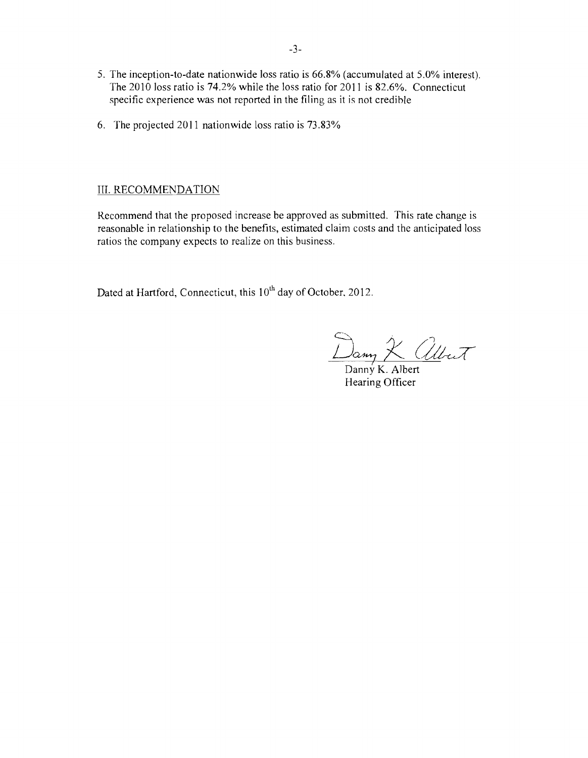5. The inception-to-date nationwide loss ratio is 66.8% (accumulated at 5.0% interest). The 2010 loss ratio is 74.2% while the loss ratio for 2011 is 82.6%. Connecticut specific experience was not reported in the filing as it is not credible

6. The projected 2011 nationwide loss ratio is 73.83%

## III. RECOMMENDATION

Recommend that the proposed increase be approved as submitted. This rate change is reasonable in relationship to the benefits, estimated claim costs and the anticipated loss ratios the company expects to realize on this business.

Dated at Hartford, Connecticut, this 10th day of October, 2012.

Danny K. Albert
Hearing Officer